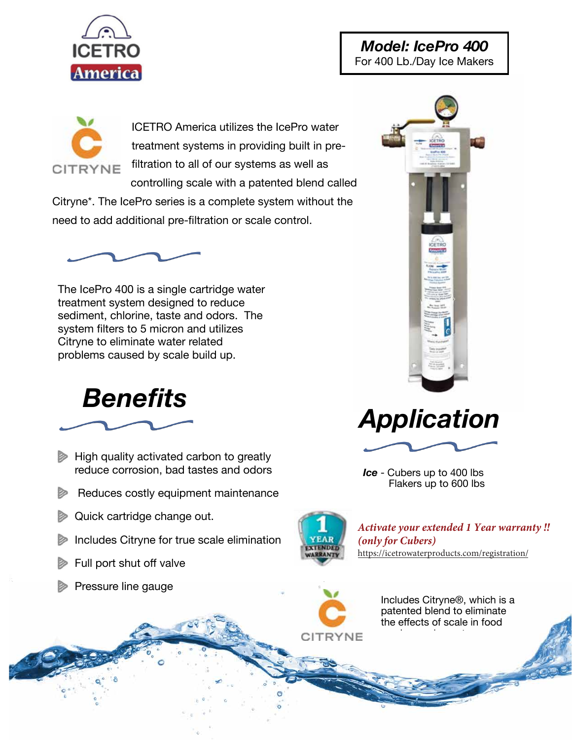ICETRO America

**Model: IcePro 400**
For 400 Lb./Day Ice Makers

CITRYNE

ICETRO America utilizes the IcePro water treatment systems in providing built in pre-filtration to all of our systems as well as controlling scale with a patented blend called Citryne*. The IcePro series is a complete system without the need to add additional pre-filtration or scale control.

The IcePro 400 is a single cartridge water treatment system designed to reduce sediment, chlorine, taste and odors. The system filters to 5 micron and utilizes Citryne to eliminate water related problems caused by scale build up.

## Benefits

- High quality activated carbon to greatly reduce corrosion, bad tastes and odors
- Reduces costly equipment maintenance
- Quick cartridge change out.
- Includes Citryne for true scale elimination
- Full port shut off valve
- Pressure line gauge

## Application

***Ice*** - Cubers up to 400 lbs
Flakers up to 600 lbs

1 YEAR EXTENDED WARRANTY

*Activate your extended 1 Year warranty !!*
*(only for Cubers)*
https://icetrowaterproducts.com/registration/

CITRYNE

Includes Citryne®, which is a patented blend to eliminate the effects of scale in food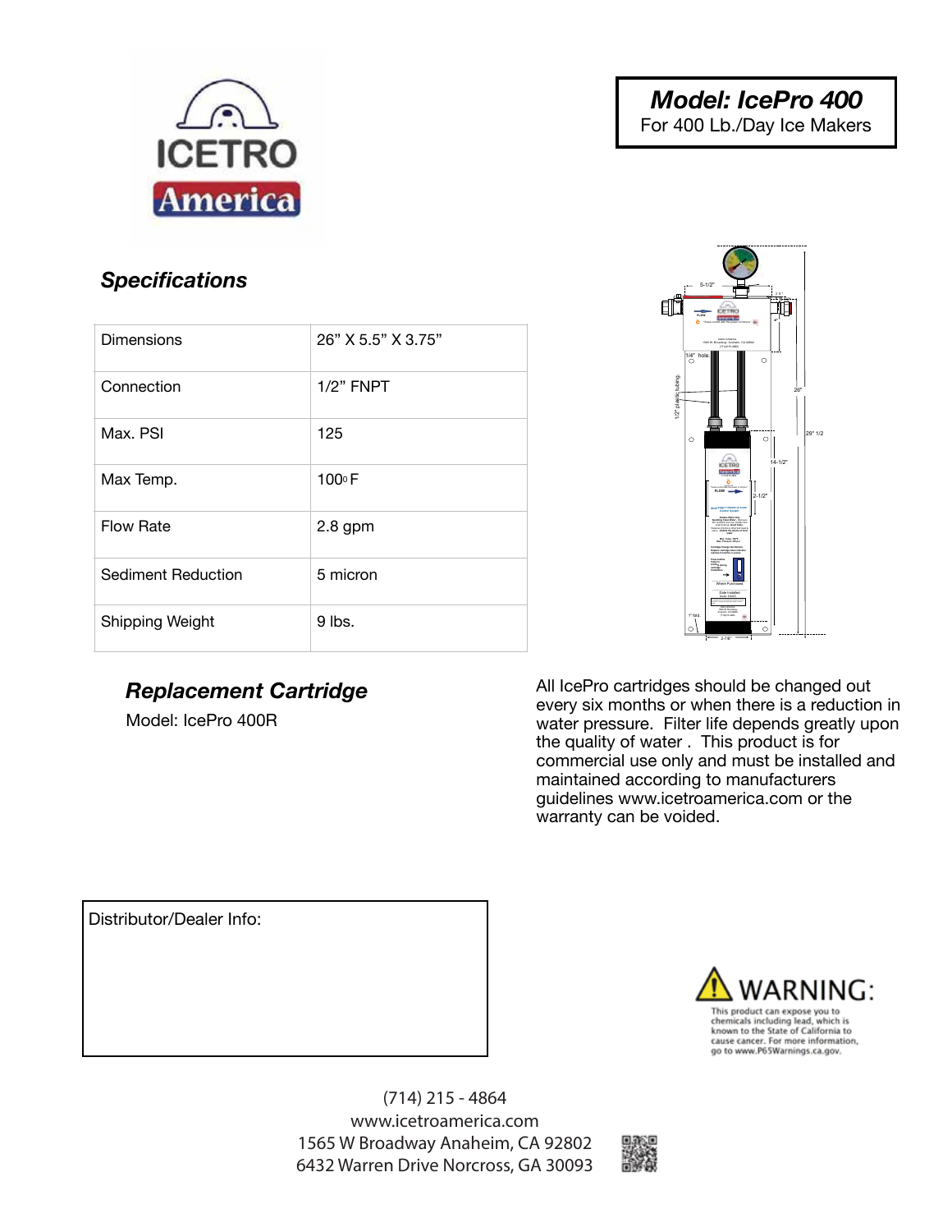# Model: IcePro 400

For 400 Lb./Day Ice Makers

## Specifications

| | |
|---|---|
| Dimensions | 26" X 5.5" X 3.75" |
| Connection | 1/2" FNPT |
| Max. PSI | 125 |
| Max Temp. | 100° F |
| Flow Rate | 2.8 gpm |
| Sediment Reduction | 5 micron |
| Shipping Weight | 9 lbs. |

## Replacement Cartridge

Model: IcePro 400R

All IcePro cartridges should be changed out every six months or when there is a reduction in water pressure. Filter life depends greatly upon the quality of water . This product is for commercial use only and must be installed and maintained according to manufacturers guidelines www.icetroamerica.com or the warranty can be voided.

Distributor/Dealer Info:

**WARNING:** This product can expose you to chemicals including lead, which is known to the State of California to cause cancer. For more information, go to www.P65Warnings.ca.gov.

(714) 215 - 4864
www.icetroamerica.com
1565 W Broadway Anaheim, CA 92802
6432 Warren Drive Norcross, GA 30093